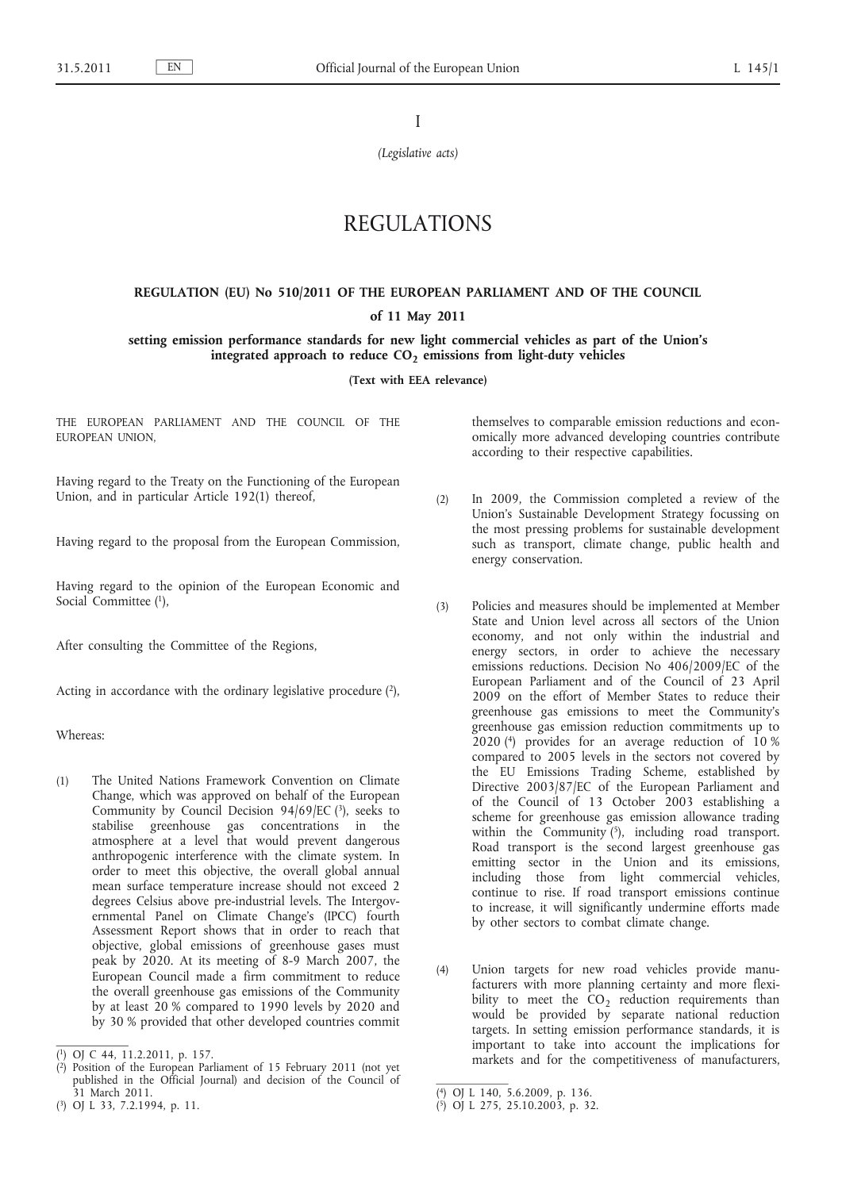I

*(Legislative acts)*

# REGULATIONS

## REGULATION (EU) No 510/2011 OF THE EUROPEAN PARLIAMENT AND OF THE COUNCIL

**of 11 May 2011**

**setting emission performance standards for new light commercial vehicles as part of the Union's integrated approach to reduce $CO_2$ emissions from light-duty vehicles**

**(Text with EEA relevance)**

THE EUROPEAN PARLIAMENT AND THE COUNCIL OF THE EUROPEAN UNION,

Having regard to the Treaty on the Functioning of the European Union, and in particular Article 192(1) thereof,

Having regard to the proposal from the European Commission,

Having regard to the opinion of the European Economic and Social Committee [1],

After consulting the Committee of the Regions,

Acting in accordance with the ordinary legislative procedure [2],

Whereas:

(1) The United Nations Framework Convention on Climate Change, which was approved on behalf of the European Community by Council Decision 94/69/EC [3], seeks to stabilise greenhouse gas concentrations in the atmosphere at a level that would prevent dangerous anthropogenic interference with the climate system. In order to meet this objective, the overall global annual mean surface temperature increase should not exceed 2 degrees Celsius above pre-industrial levels. The Intergovernmental Panel on Climate Change's (IPCC) fourth Assessment Report shows that in order to reach that objective, global emissions of greenhouse gases must peak by 2020. At its meeting of 8-9 March 2007, the European Council made a firm commitment to reduce the overall greenhouse gas emissions of the Community by at least 20 % compared to 1990 levels by 2020 and by 30 % provided that other developed countries commit themselves to comparable emission reductions and economically more advanced developing countries contribute according to their respective capabilities.

(2) In 2009, the Commission completed a review of the Union's Sustainable Development Strategy focussing on the most pressing problems for sustainable development such as transport, climate change, public health and energy conservation.

(3) Policies and measures should be implemented at Member State and Union level across all sectors of the Union economy, and not only within the industrial and energy sectors, in order to achieve the necessary emissions reductions. Decision No 406/2009/EC of the European Parliament and of the Council of 23 April 2009 on the effort of Member States to reduce their greenhouse gas emissions to meet the Community's greenhouse gas emission reduction commitments up to 2020 [4] provides for an average reduction of 10 % compared to 2005 levels in the sectors not covered by the EU Emissions Trading Scheme, established by Directive 2003/87/EC of the European Parliament and of the Council of 13 October 2003 establishing a scheme for greenhouse gas emission allowance trading within the Community [5], including road transport. Road transport is the second largest greenhouse gas emitting sector in the Union and its emissions, including those from light commercial vehicles, continue to rise. If road transport emissions continue to increase, it will significantly undermine efforts made by other sectors to combat climate change.

(4) Union targets for new road vehicles provide manufacturers with more planning certainty and more flexibility to meet the $CO_2$ reduction requirements than would be provided by separate national reduction targets. In setting emission performance standards, it is important to take into account the implications for markets and for the competitiveness of manufacturers,

---

[1] OJ C 44, 11.2.2011, p. 157.

[2] Position of the European Parliament of 15 February 2011 (not yet published in the Official Journal) and decision of the Council of 31 March 2011.

[3] OJ L 33, 7.2.1994, p. 11.

[4] OJ L 140, 5.6.2009, p. 136.

[5] OJ L 275, 25.10.2003, p. 32.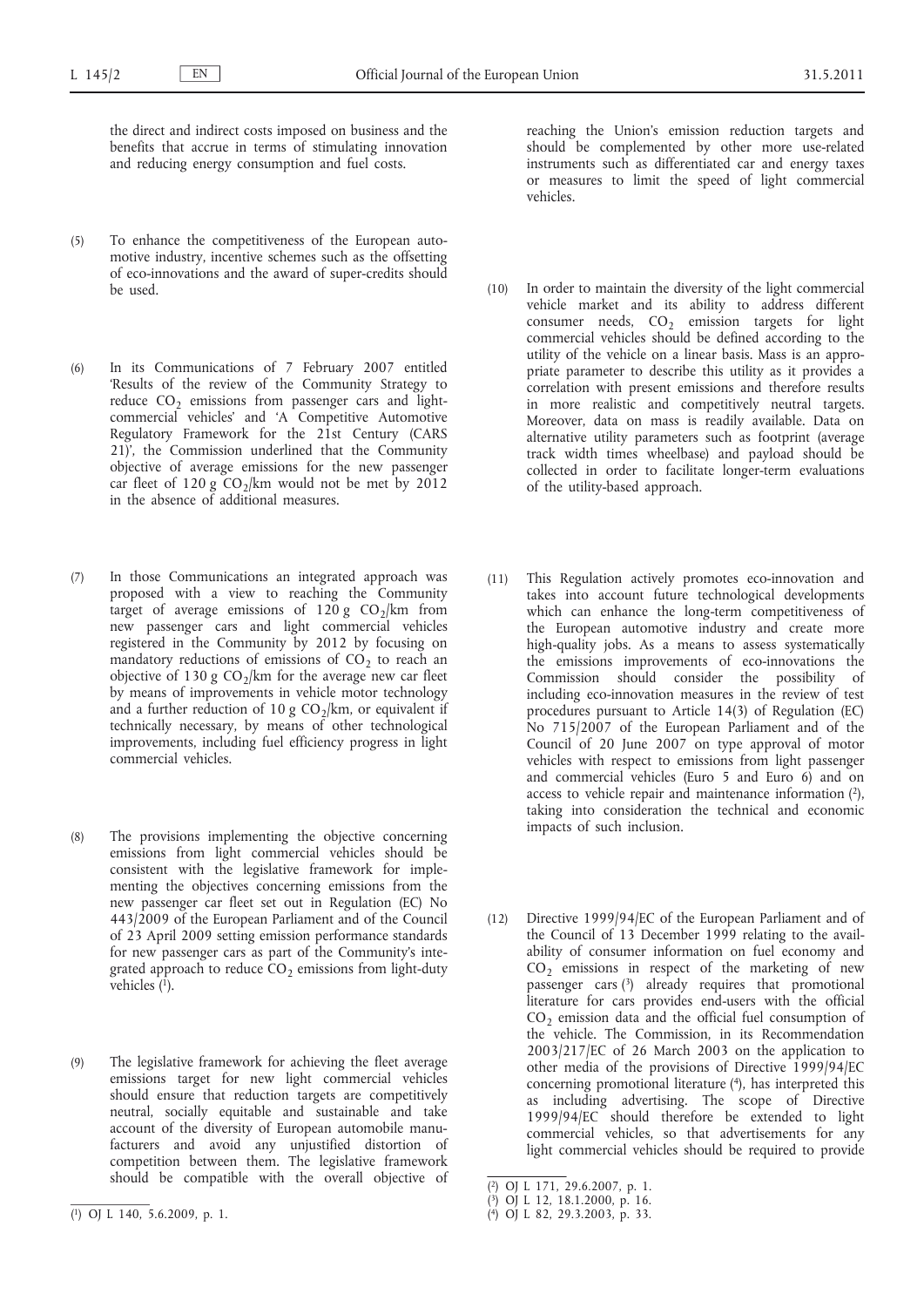the direct and indirect costs imposed on business and the benefits that accrue in terms of stimulating innovation and reducing energy consumption and fuel costs.

(5) To enhance the competitiveness of the European automotive industry, incentive schemes such as the offsetting of eco-innovations and the award of super-credits should be used.

(6) In its Communications of 7 February 2007 entitled 'Results of the review of the Community Strategy to reduce $CO_2$ emissions from passenger cars and light-commercial vehicles' and 'A Competitive Automotive Regulatory Framework for the 21st Century (CARS 21)', the Commission underlined that the Community objective of average emissions for the new passenger car fleet of 120 g $CO_2$/km would not be met by 2012 in the absence of additional measures.

(7) In those Communications an integrated approach was proposed with a view to reaching the Community target of average emissions of 120 g $CO_2$/km from new passenger cars and light commercial vehicles registered in the Community by 2012 by focusing on mandatory reductions of emissions of $CO_2$ to reach an objective of 130 g $CO_2$/km for the average new car fleet by means of improvements in vehicle motor technology and a further reduction of 10 g $CO_2$/km, or equivalent if technically necessary, by means of other technological improvements, including fuel efficiency progress in light commercial vehicles.

(8) The provisions implementing the objective concerning emissions from light commercial vehicles should be consistent with the legislative framework for implementing the objectives concerning emissions from the new passenger car fleet set out in Regulation (EC) No 443/2009 of the European Parliament and of the Council of 23 April 2009 setting emission performance standards for new passenger cars as part of the Community's integrated approach to reduce $CO_2$ emissions from light-duty vehicles [1].

(9) The legislative framework for achieving the fleet average emissions target for new light commercial vehicles should ensure that reduction targets are competitively neutral, socially equitable and sustainable and take account of the diversity of European automobile manufacturers and avoid any unjustified distortion of competition between them. The legislative framework should be compatible with the overall objective of reaching the Union's emission reduction targets and should be complemented by other more use-related instruments such as differentiated car and energy taxes or measures to limit the speed of light commercial vehicles.

(10) In order to maintain the diversity of the light commercial vehicle market and its ability to address different consumer needs, $CO_2$ emission targets for light commercial vehicles should be defined according to the utility of the vehicle on a linear basis. Mass is an appropriate parameter to describe this utility as it provides a correlation with present emissions and therefore results in more realistic and competitively neutral targets. Moreover, data on mass is readily available. Data on alternative utility parameters such as footprint (average track width times wheelbase) and payload should be collected in order to facilitate longer-term evaluations of the utility-based approach.

(11) This Regulation actively promotes eco-innovation and takes into account future technological developments which can enhance the long-term competitiveness of the European automotive industry and create more high-quality jobs. As a means to assess systematically the emissions improvements of eco-innovations the Commission should consider the possibility of including eco-innovation measures in the review of test procedures pursuant to Article 14(3) of Regulation (EC) No 715/2007 of the European Parliament and of the Council of 20 June 2007 on type approval of motor vehicles with respect to emissions from light passenger and commercial vehicles (Euro 5 and Euro 6) and on access to vehicle repair and maintenance information [2], taking into consideration the technical and economic impacts of such inclusion.

(12) Directive 1999/94/EC of the European Parliament and of the Council of 13 December 1999 relating to the availability of consumer information on fuel economy and $CO_2$ emissions in respect of the marketing of new passenger cars [3] already requires that promotional literature for cars provides end-users with the official $CO_2$ emission data and the official fuel consumption of the vehicle. The Commission, in its Recommendation 2003/217/EC of 26 March 2003 on the application to other media of the provisions of Directive 1999/94/EC concerning promotional literature [4], has interpreted this as including advertising. The scope of Directive 1999/94/EC should therefore be extended to light commercial vehicles, so that advertisements for any light commercial vehicles should be required to provide

---

[1] OJ L 140, 5.6.2009, p. 1.

[2] OJ L 171, 29.6.2007, p. 1.

[3] OJ L 12, 18.1.2000, p. 16.

[4] OJ L 82, 29.3.2003, p. 33.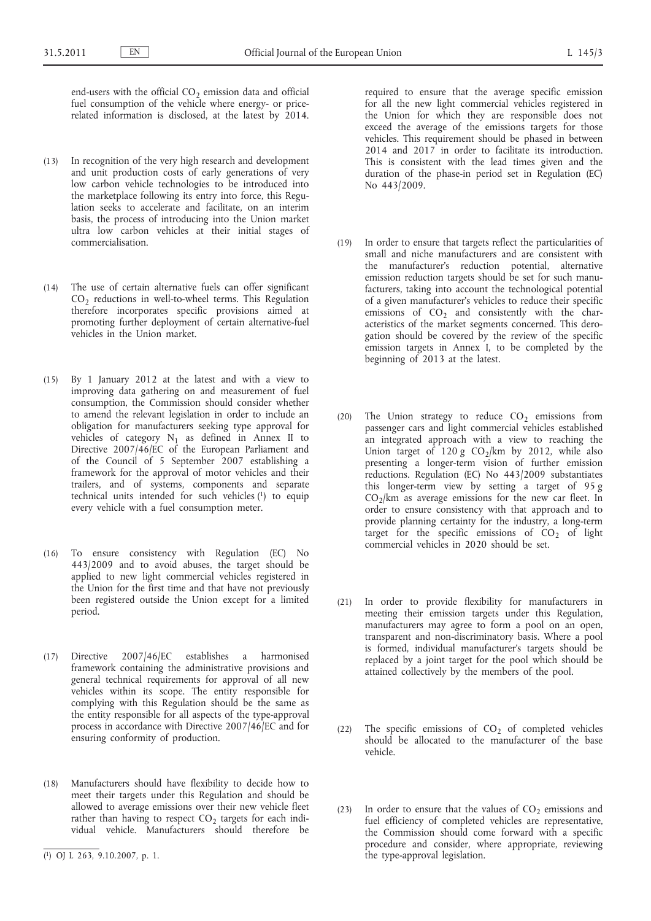end-users with the official $CO_2$ emission data and official fuel consumption of the vehicle where energy- or price-related information is disclosed, at the latest by 2014.

(13) In recognition of the very high research and development and unit production costs of early generations of very low carbon vehicle technologies to be introduced into the marketplace following its entry into force, this Regulation seeks to accelerate and facilitate, on an interim basis, the process of introducing into the Union market ultra low carbon vehicles at their initial stages of commercialisation.

(14) The use of certain alternative fuels can offer significant $CO_2$ reductions in well-to-wheel terms. This Regulation therefore incorporates specific provisions aimed at promoting further deployment of certain alternative-fuel vehicles in the Union market.

(15) By 1 January 2012 at the latest and with a view to improving data gathering on and measurement of fuel consumption, the Commission should consider whether to amend the relevant legislation in order to include an obligation for manufacturers seeking type approval for vehicles of category $N_1$ as defined in Annex II to Directive 2007/46/EC of the European Parliament and of the Council of 5 September 2007 establishing a framework for the approval of motor vehicles and their trailers, and of systems, components and separate technical units intended for such vehicles [1] to equip every vehicle with a fuel consumption meter.

(16) To ensure consistency with Regulation (EC) No 443/2009 and to avoid abuses, the target should be applied to new light commercial vehicles registered in the Union for the first time and that have not previously been registered outside the Union except for a limited period.

(17) Directive 2007/46/EC establishes a harmonised framework containing the administrative provisions and general technical requirements for approval of all new vehicles within its scope. The entity responsible for complying with this Regulation should be the same as the entity responsible for all aspects of the type-approval process in accordance with Directive 2007/46/EC and for ensuring conformity of production.

(18) Manufacturers should have flexibility to decide how to meet their targets under this Regulation and should be allowed to average emissions over their new vehicle fleet rather than having to respect $CO_2$ targets for each individual vehicle. Manufacturers should therefore be required to ensure that the average specific emission for all the new light commercial vehicles registered in the Union for which they are responsible does not exceed the average of the emissions targets for those vehicles. This requirement should be phased in between 2014 and 2017 in order to facilitate its introduction. This is consistent with the lead times given and the duration of the phase-in period set in Regulation (EC) No 443/2009.

(19) In order to ensure that targets reflect the particularities of small and niche manufacturers and are consistent with the manufacturer's reduction potential, alternative emission reduction targets should be set for such manufacturers, taking into account the technological potential of a given manufacturer's vehicles to reduce their specific emissions of $CO_2$ and consistently with the characteristics of the market segments concerned. This derogation should be covered by the review of the specific emission targets in Annex I, to be completed by the beginning of 2013 at the latest.

(20) The Union strategy to reduce $CO_2$ emissions from passenger cars and light commercial vehicles established an integrated approach with a view to reaching the Union target of 120 g $CO_2$/km by 2012, while also presenting a longer-term vision of further emission reductions. Regulation (EC) No 443/2009 substantiates this longer-term view by setting a target of 95 g $CO_2$/km as average emissions for the new car fleet. In order to ensure consistency with that approach and to provide planning certainty for the industry, a long-term target for the specific emissions of $CO_2$ of light commercial vehicles in 2020 should be set.

(21) In order to provide flexibility for manufacturers in meeting their emission targets under this Regulation, manufacturers may agree to form a pool on an open, transparent and non-discriminatory basis. Where a pool is formed, individual manufacturer's targets should be replaced by a joint target for the pool which should be attained collectively by the members of the pool.

(22) The specific emissions of $CO_2$ of completed vehicles should be allocated to the manufacturer of the base vehicle.

(23) In order to ensure that the values of $CO_2$ emissions and fuel efficiency of completed vehicles are representative, the Commission should come forward with a specific procedure and consider, where appropriate, reviewing the type-approval legislation.

[1] OJ L 263, 9.10.2007, p. 1.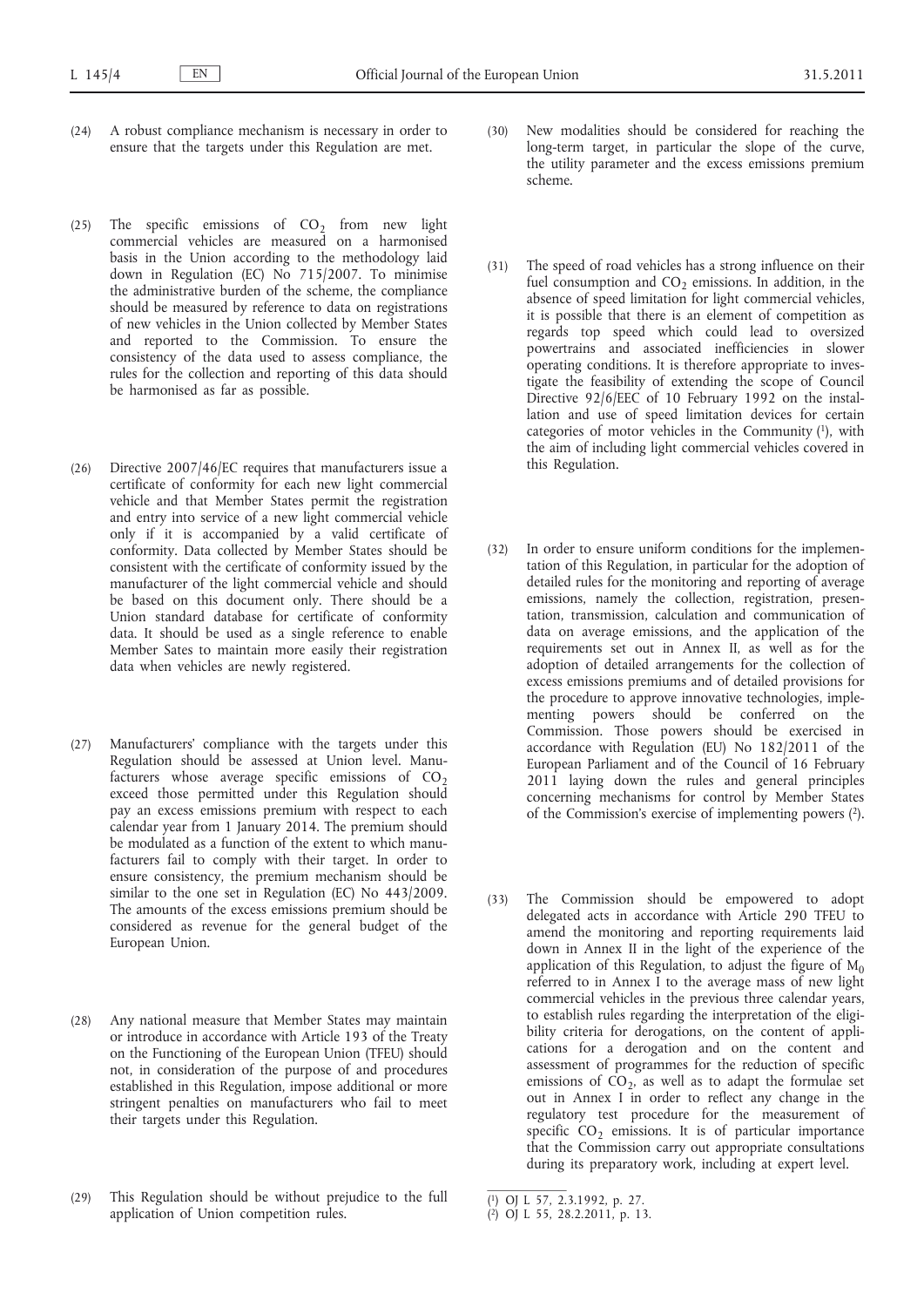(24) A robust compliance mechanism is necessary in order to ensure that the targets under this Regulation are met.

(25) The specific emissions of $CO_2$ from new light commercial vehicles are measured on a harmonised basis in the Union according to the methodology laid down in Regulation (EC) No 715/2007. To minimise the administrative burden of the scheme, the compliance should be measured by reference to data on registrations of new vehicles in the Union collected by Member States and reported to the Commission. To ensure the consistency of the data used to assess compliance, the rules for the collection and reporting of this data should be harmonised as far as possible.

(26) Directive 2007/46/EC requires that manufacturers issue a certificate of conformity for each new light commercial vehicle and that Member States permit the registration and entry into service of a new light commercial vehicle only if it is accompanied by a valid certificate of conformity. Data collected by Member States should be consistent with the certificate of conformity issued by the manufacturer of the light commercial vehicle and should be based on this document only. There should be a Union standard database for certificate of conformity data. It should be used as a single reference to enable Member Sates to maintain more easily their registration data when vehicles are newly registered.

(27) Manufacturers' compliance with the targets under this Regulation should be assessed at Union level. Manufacturers whose average specific emissions of $CO_2$ exceed those permitted under this Regulation should pay an excess emissions premium with respect to each calendar year from 1 January 2014. The premium should be modulated as a function of the extent to which manufacturers fail to comply with their target. In order to ensure consistency, the premium mechanism should be similar to the one set in Regulation (EC) No 443/2009. The amounts of the excess emissions premium should be considered as revenue for the general budget of the European Union.

(28) Any national measure that Member States may maintain or introduce in accordance with Article 193 of the Treaty on the Functioning of the European Union (TFEU) should not, in consideration of the purpose of and procedures established in this Regulation, impose additional or more stringent penalties on manufacturers who fail to meet their targets under this Regulation.

(29) This Regulation should be without prejudice to the full application of Union competition rules.

(30) New modalities should be considered for reaching the long-term target, in particular the slope of the curve, the utility parameter and the excess emissions premium scheme.

(31) The speed of road vehicles has a strong influence on their fuel consumption and $CO_2$ emissions. In addition, in the absence of speed limitation for light commercial vehicles, it is possible that there is an element of competition as regards top speed which could lead to oversized powertrains and associated inefficiencies in slower operating conditions. It is therefore appropriate to investigate the feasibility of extending the scope of Council Directive 92/6/EEC of 10 February 1992 on the installation and use of speed limitation devices for certain categories of motor vehicles in the Community [1], with the aim of including light commercial vehicles covered in this Regulation.

(32) In order to ensure uniform conditions for the implementation of this Regulation, in particular for the adoption of detailed rules for the monitoring and reporting of average emissions, namely the collection, registration, presentation, transmission, calculation and communication of data on average emissions, and the application of the requirements set out in Annex II, as well as for the adoption of detailed arrangements for the collection of excess emissions premiums and of detailed provisions for the procedure to approve innovative technologies, implementing powers should be conferred on the Commission. Those powers should be exercised in accordance with Regulation (EU) No 182/2011 of the European Parliament and of the Council of 16 February 2011 laying down the rules and general principles concerning mechanisms for control by Member States of the Commission's exercise of implementing powers [2].

(33) The Commission should be empowered to adopt delegated acts in accordance with Article 290 TFEU to amend the monitoring and reporting requirements laid down in Annex II in the light of the experience of the application of this Regulation, to adjust the figure of $M_0$ referred to in Annex I to the average mass of new light commercial vehicles in the previous three calendar years, to establish rules regarding the interpretation of the eligibility criteria for derogations, on the content of applications for a derogation and on the content and assessment of programmes for the reduction of specific emissions of $CO_2$, as well as to adapt the formulae set out in Annex I in order to reflect any change in the regulatory test procedure for the measurement of specific $CO_2$ emissions. It is of particular importance that the Commission carry out appropriate consultations during its preparatory work, including at expert level.

[1] OJ L 57, 2.3.1992, p. 27.

[2] OJ L 55, 28.2.2011, p. 13.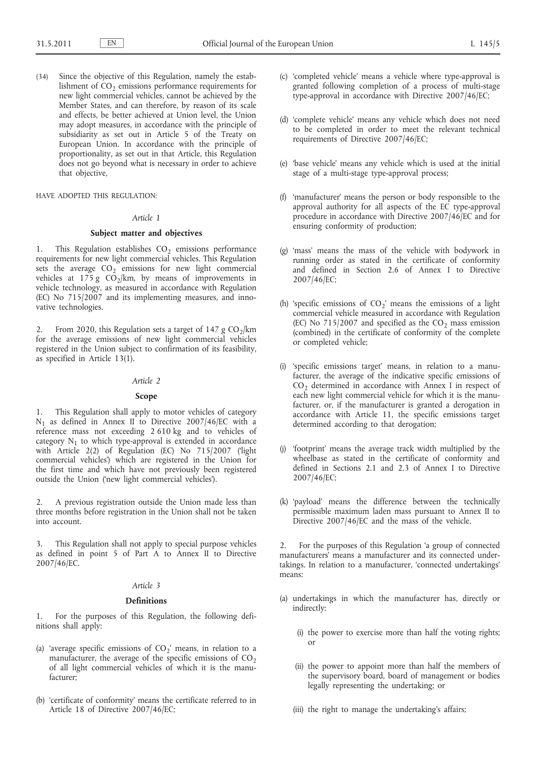(34) Since the objective of this Regulation, namely the establishment of $CO_2$ emissions performance requirements for new light commercial vehicles, cannot be achieved by the Member States, and can therefore, by reason of its scale and effects, be better achieved at Union level, the Union may adopt measures, in accordance with the principle of subsidiarity as set out in Article 5 of the Treaty on European Union. In accordance with the principle of proportionality, as set out in that Article, this Regulation does not go beyond what is necessary in order to achieve that objective,

HAVE ADOPTED THIS REGULATION:

*Article 1*

**Subject matter and objectives**

1. This Regulation establishes $CO_2$ emissions performance requirements for new light commercial vehicles. This Regulation sets the average $CO_2$ emissions for new light commercial vehicles at 175 g $CO_2$/km, by means of improvements in vehicle technology, as measured in accordance with Regulation (EC) No 715/2007 and its implementing measures, and innovative technologies.

2. From 2020, this Regulation sets a target of 147 g $CO_2$/km for the average emissions of new light commercial vehicles registered in the Union subject to confirmation of its feasibility, as specified in Article 13(1).

*Article 2*

**Scope**

1. This Regulation shall apply to motor vehicles of category $N_1$ as defined in Annex II to Directive 2007/46/EC with a reference mass not exceeding 2 610 kg and to vehicles of category $N_1$ to which type-approval is extended in accordance with Article 2(2) of Regulation (EC) No 715/2007 ('light commercial vehicles') which are registered in the Union for the first time and which have not previously been registered outside the Union ('new light commercial vehicles').

2. A previous registration outside the Union made less than three months before registration in the Union shall not be taken into account.

3. This Regulation shall not apply to special purpose vehicles as defined in point 5 of Part A to Annex II to Directive 2007/46/EC.

*Article 3*

**Definitions**

1. For the purposes of this Regulation, the following definitions shall apply:

(a) 'average specific emissions of $CO_2$' means, in relation to a manufacturer, the average of the specific emissions of $CO_2$ of all light commercial vehicles of which it is the manufacturer;

(b) 'certificate of conformity' means the certificate referred to in Article 18 of Directive 2007/46/EC;

(c) 'completed vehicle' means a vehicle where type-approval is granted following completion of a process of multi-stage type-approval in accordance with Directive 2007/46/EC;

(d) 'complete vehicle' means any vehicle which does not need to be completed in order to meet the relevant technical requirements of Directive 2007/46/EC;

(e) 'base vehicle' means any vehicle which is used at the initial stage of a multi-stage type-approval process;

(f) 'manufacturer' means the person or body responsible to the approval authority for all aspects of the EC type-approval procedure in accordance with Directive 2007/46/EC and for ensuring conformity of production;

(g) 'mass' means the mass of the vehicle with bodywork in running order as stated in the certificate of conformity and defined in Section 2.6 of Annex I to Directive 2007/46/EC;

(h) 'specific emissions of $CO_2$' means the emissions of a light commercial vehicle measured in accordance with Regulation (EC) No 715/2007 and specified as the $CO_2$ mass emission (combined) in the certificate of conformity of the complete or completed vehicle;

(i) 'specific emissions target' means, in relation to a manufacturer, the average of the indicative specific emissions of $CO_2$ determined in accordance with Annex I in respect of each new light commercial vehicle for which it is the manufacturer, or, if the manufacturer is granted a derogation in accordance with Article 11, the specific emissions target determined according to that derogation;

(j) 'footprint' means the average track width multiplied by the wheelbase as stated in the certificate of conformity and defined in Sections 2.1 and 2.3 of Annex I to Directive 2007/46/EC;

(k) 'payload' means the difference between the technically permissible maximum laden mass pursuant to Annex II to Directive 2007/46/EC and the mass of the vehicle.

2. For the purposes of this Regulation 'a group of connected manufacturers' means a manufacturer and its connected undertakings. In relation to a manufacturer, 'connected undertakings' means:

(a) undertakings in which the manufacturer has, directly or indirectly:

(i) the power to exercise more than half the voting rights; or

(ii) the power to appoint more than half the members of the supervisory board, board of management or bodies legally representing the undertaking; or

(iii) the right to manage the undertaking's affairs;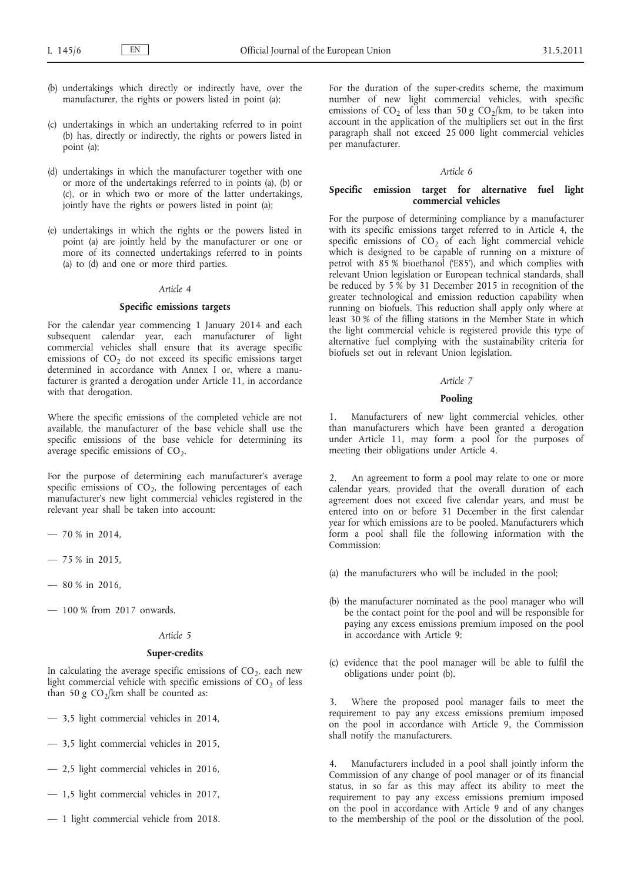(b) undertakings which directly or indirectly have, over the manufacturer, the rights or powers listed in point (a);

(c) undertakings in which an undertaking referred to in point (b) has, directly or indirectly, the rights or powers listed in point (a);

(d) undertakings in which the manufacturer together with one or more of the undertakings referred to in points (a), (b) or (c), or in which two or more of the latter undertakings, jointly have the rights or powers listed in point (a);

(e) undertakings in which the rights or the powers listed in point (a) are jointly held by the manufacturer or one or more of its connected undertakings referred to in points (a) to (d) and one or more third parties.

*Article 4*

**Specific emissions targets**

For the calendar year commencing 1 January 2014 and each subsequent calendar year, each manufacturer of light commercial vehicles shall ensure that its average specific emissions of $CO_2$ do not exceed its specific emissions target determined in accordance with Annex I or, where a manufacturer is granted a derogation under Article 11, in accordance with that derogation.

Where the specific emissions of the completed vehicle are not available, the manufacturer of the base vehicle shall use the specific emissions of the base vehicle for determining its average specific emissions of $CO_2$.

For the purpose of determining each manufacturer's average specific emissions of $CO_2$, the following percentages of each manufacturer's new light commercial vehicles registered in the relevant year shall be taken into account:

— 70 % in 2014,

— 75 % in 2015,

— 80 % in 2016,

— 100 % from 2017 onwards.

*Article 5*

**Super-credits**

In calculating the average specific emissions of $CO_2$, each new light commercial vehicle with specific emissions of $CO_2$ of less than 50 g $CO_2$/km shall be counted as:

— 3,5 light commercial vehicles in 2014,

— 3,5 light commercial vehicles in 2015,

— 2,5 light commercial vehicles in 2016,

— 1,5 light commercial vehicles in 2017,

— 1 light commercial vehicle from 2018.

For the duration of the super-credits scheme, the maximum number of new light commercial vehicles, with specific emissions of $CO_2$ of less than 50 g $CO_2$/km, to be taken into account in the application of the multipliers set out in the first paragraph shall not exceed 25 000 light commercial vehicles per manufacturer.

*Article 6*

**Specific emission target for alternative fuel light commercial vehicles**

For the purpose of determining compliance by a manufacturer with its specific emissions target referred to in Article 4, the specific emissions of $CO_2$ of each light commercial vehicle which is designed to be capable of running on a mixture of petrol with 85 % bioethanol ('E85'), and which complies with relevant Union legislation or European technical standards, shall be reduced by 5 % by 31 December 2015 in recognition of the greater technological and emission reduction capability when running on biofuels. This reduction shall apply only where at least 30 % of the filling stations in the Member State in which the light commercial vehicle is registered provide this type of alternative fuel complying with the sustainability criteria for biofuels set out in relevant Union legislation.

*Article 7*

**Pooling**

1. Manufacturers of new light commercial vehicles, other than manufacturers which have been granted a derogation under Article 11, may form a pool for the purposes of meeting their obligations under Article 4.

2. An agreement to form a pool may relate to one or more calendar years, provided that the overall duration of each agreement does not exceed five calendar years, and must be entered into on or before 31 December in the first calendar year for which emissions are to be pooled. Manufacturers which form a pool shall file the following information with the Commission:

(a) the manufacturers who will be included in the pool;

(b) the manufacturer nominated as the pool manager who will be the contact point for the pool and will be responsible for paying any excess emissions premium imposed on the pool in accordance with Article 9;

(c) evidence that the pool manager will be able to fulfil the obligations under point (b).

3. Where the proposed pool manager fails to meet the requirement to pay any excess emissions premium imposed on the pool in accordance with Article 9, the Commission shall notify the manufacturers.

4. Manufacturers included in a pool shall jointly inform the Commission of any change of pool manager or of its financial status, in so far as this may affect its ability to meet the requirement to pay any excess emissions premium imposed on the pool in accordance with Article 9 and of any changes to the membership of the pool or the dissolution of the pool.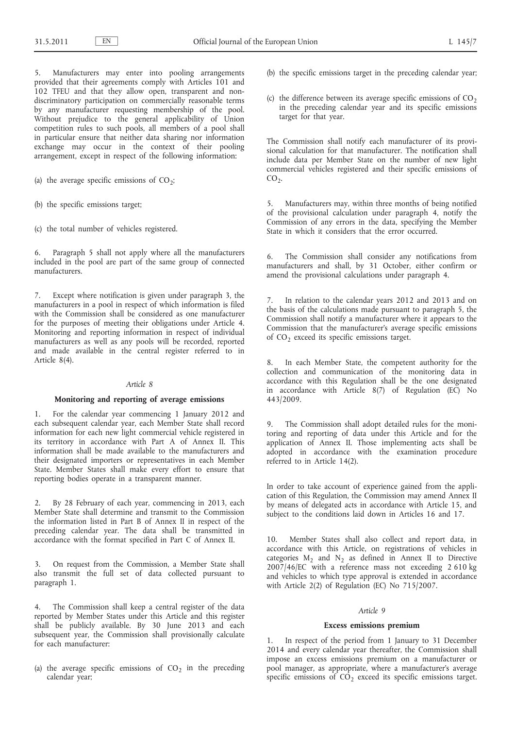5. Manufacturers may enter into pooling arrangements provided that their agreements comply with Articles 101 and 102 TFEU and that they allow open, transparent and non-discriminatory participation on commercially reasonable terms by any manufacturer requesting membership of the pool. Without prejudice to the general applicability of Union competition rules to such pools, all members of a pool shall in particular ensure that neither data sharing nor information exchange may occur in the context of their pooling arrangement, except in respect of the following information:

(a) the average specific emissions of $CO_2$;

(b) the specific emissions target;

(c) the total number of vehicles registered.

6. Paragraph 5 shall not apply where all the manufacturers included in the pool are part of the same group of connected manufacturers.

7. Except where notification is given under paragraph 3, the manufacturers in a pool in respect of which information is filed with the Commission shall be considered as one manufacturer for the purposes of meeting their obligations under Article 4. Monitoring and reporting information in respect of individual manufacturers as well as any pools will be recorded, reported and made available in the central register referred to in Article 8(4).

### *Article 8*

### Monitoring and reporting of average emissions

1. For the calendar year commencing 1 January 2012 and each subsequent calendar year, each Member State shall record information for each new light commercial vehicle registered in its territory in accordance with Part A of Annex II. This information shall be made available to the manufacturers and their designated importers or representatives in each Member State. Member States shall make every effort to ensure that reporting bodies operate in a transparent manner.

2. By 28 February of each year, commencing in 2013, each Member State shall determine and transmit to the Commission the information listed in Part B of Annex II in respect of the preceding calendar year. The data shall be transmitted in accordance with the format specified in Part C of Annex II.

3. On request from the Commission, a Member State shall also transmit the full set of data collected pursuant to paragraph 1.

4. The Commission shall keep a central register of the data reported by Member States under this Article and this register shall be publicly available. By 30 June 2013 and each subsequent year, the Commission shall provisionally calculate for each manufacturer:

(a) the average specific emissions of $CO_2$ in the preceding calendar year;

(b) the specific emissions target in the preceding calendar year;

(c) the difference between its average specific emissions of $CO_2$ in the preceding calendar year and its specific emissions target for that year.

The Commission shall notify each manufacturer of its provisional calculation for that manufacturer. The notification shall include data per Member State on the number of new light commercial vehicles registered and their specific emissions of $CO_2$.

5. Manufacturers may, within three months of being notified of the provisional calculation under paragraph 4, notify the Commission of any errors in the data, specifying the Member State in which it considers that the error occurred.

6. The Commission shall consider any notifications from manufacturers and shall, by 31 October, either confirm or amend the provisional calculations under paragraph 4.

7. In relation to the calendar years 2012 and 2013 and on the basis of the calculations made pursuant to paragraph 5, the Commission shall notify a manufacturer where it appears to the Commission that the manufacturer's average specific emissions of $CO_2$ exceed its specific emissions target.

8. In each Member State, the competent authority for the collection and communication of the monitoring data in accordance with this Regulation shall be the one designated in accordance with Article 8(7) of Regulation (EC) No 443/2009.

9. The Commission shall adopt detailed rules for the monitoring and reporting of data under this Article and for the application of Annex II. Those implementing acts shall be adopted in accordance with the examination procedure referred to in Article 14(2).

In order to take account of experience gained from the application of this Regulation, the Commission may amend Annex II by means of delegated acts in accordance with Article 15, and subject to the conditions laid down in Articles 16 and 17.

10. Member States shall also collect and report data, in accordance with this Article, on registrations of vehicles in categories $M_2$ and $N_2$ as defined in Annex II to Directive 2007/46/EC with a reference mass not exceeding 2 610 kg and vehicles to which type approval is extended in accordance with Article 2(2) of Regulation (EC) No 715/2007.

### *Article 9*

### Excess emissions premium

1. In respect of the period from 1 January to 31 December 2014 and every calendar year thereafter, the Commission shall impose an excess emissions premium on a manufacturer or pool manager, as appropriate, where a manufacturer's average specific emissions of $CO_2$ exceed its specific emissions target.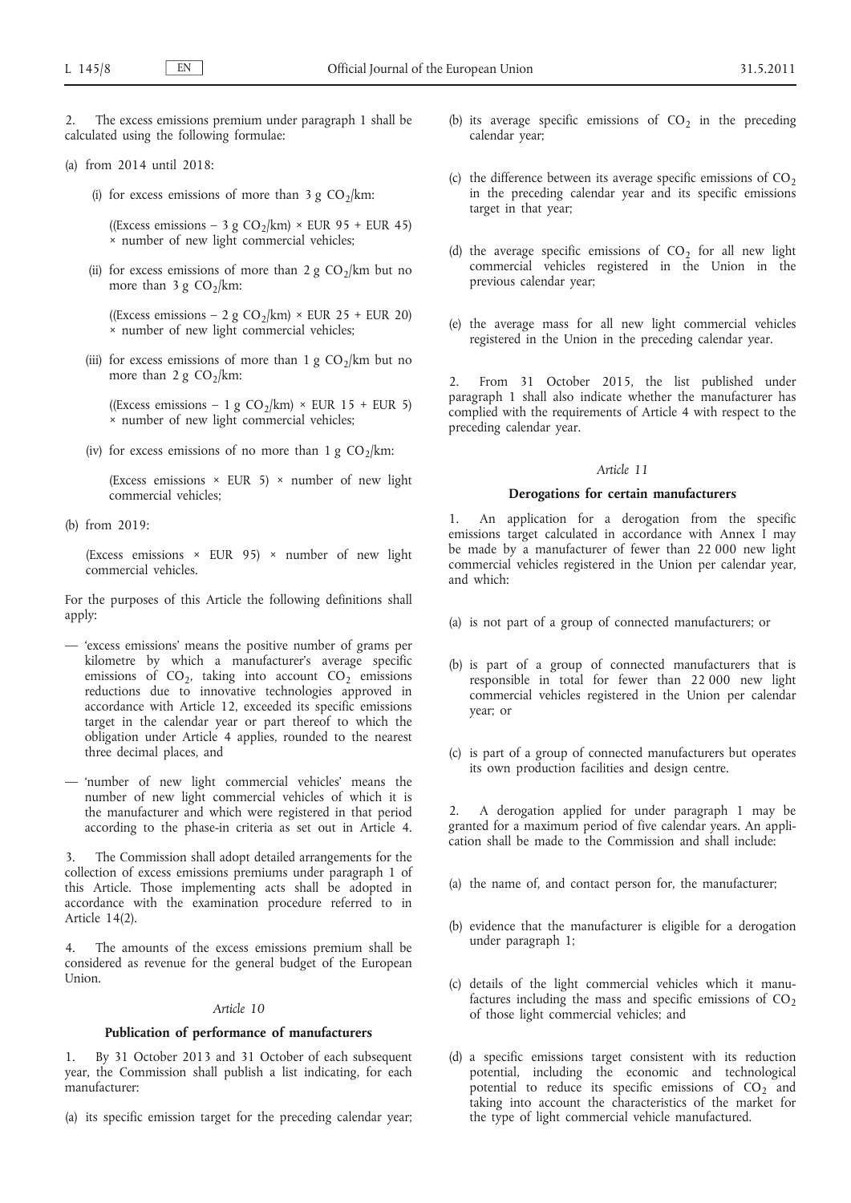2. The excess emissions premium under paragraph 1 shall be calculated using the following formulae:

(a) from 2014 until 2018:

(i) for excess emissions of more than 3 g $CO_2$/km:

((Excess emissions – 3 g $CO_2$/km) × EUR 95 + EUR 45) × number of new light commercial vehicles;

(ii) for excess emissions of more than 2 g $CO_2$/km but no more than 3 g $CO_2$/km:

((Excess emissions – 2 g $CO_2$/km) × EUR 25 + EUR 20) × number of new light commercial vehicles;

(iii) for excess emissions of more than 1 g $CO_2$/km but no more than 2 g $CO_2$/km:

((Excess emissions – 1 g $CO_2$/km) × EUR 15 + EUR 5) × number of new light commercial vehicles;

(iv) for excess emissions of no more than 1 g $CO_2$/km:

(Excess emissions × EUR 5) × number of new light commercial vehicles;

(b) from 2019:

(Excess emissions × EUR 95) × number of new light commercial vehicles.

For the purposes of this Article the following definitions shall apply:

— 'excess emissions' means the positive number of grams per kilometre by which a manufacturer's average specific emissions of $CO_2$, taking into account $CO_2$ emissions reductions due to innovative technologies approved in accordance with Article 12, exceeded its specific emissions target in the calendar year or part thereof to which the obligation under Article 4 applies, rounded to the nearest three decimal places, and

— 'number of new light commercial vehicles' means the number of new light commercial vehicles of which it is the manufacturer and which were registered in that period according to the phase-in criteria as set out in Article 4.

3. The Commission shall adopt detailed arrangements for the collection of excess emissions premiums under paragraph 1 of this Article. Those implementing acts shall be adopted in accordance with the examination procedure referred to in Article 14(2).

4. The amounts of the excess emissions premium shall be considered as revenue for the general budget of the European Union.

*Article 10*

**Publication of performance of manufacturers**

1. By 31 October 2013 and 31 October of each subsequent year, the Commission shall publish a list indicating, for each manufacturer:

(a) its specific emission target for the preceding calendar year;

(b) its average specific emissions of $CO_2$ in the preceding calendar year;

(c) the difference between its average specific emissions of $CO_2$ in the preceding calendar year and its specific emissions target in that year;

(d) the average specific emissions of $CO_2$ for all new light commercial vehicles registered in the Union in the previous calendar year;

(e) the average mass for all new light commercial vehicles registered in the Union in the preceding calendar year.

2. From 31 October 2015, the list published under paragraph 1 shall also indicate whether the manufacturer has complied with the requirements of Article 4 with respect to the preceding calendar year.

*Article 11*

**Derogations for certain manufacturers**

1. An application for a derogation from the specific emissions target calculated in accordance with Annex I may be made by a manufacturer of fewer than 22 000 new light commercial vehicles registered in the Union per calendar year, and which:

(a) is not part of a group of connected manufacturers; or

(b) is part of a group of connected manufacturers that is responsible in total for fewer than 22 000 new light commercial vehicles registered in the Union per calendar year; or

(c) is part of a group of connected manufacturers but operates its own production facilities and design centre.

2. A derogation applied for under paragraph 1 may be granted for a maximum period of five calendar years. An application shall be made to the Commission and shall include:

(a) the name of, and contact person for, the manufacturer;

(b) evidence that the manufacturer is eligible for a derogation under paragraph 1;

(c) details of the light commercial vehicles which it manufactures including the mass and specific emissions of $CO_2$ of those light commercial vehicles; and

(d) a specific emissions target consistent with its reduction potential, including the economic and technological potential to reduce its specific emissions of $CO_2$ and taking into account the characteristics of the market for the type of light commercial vehicle manufactured.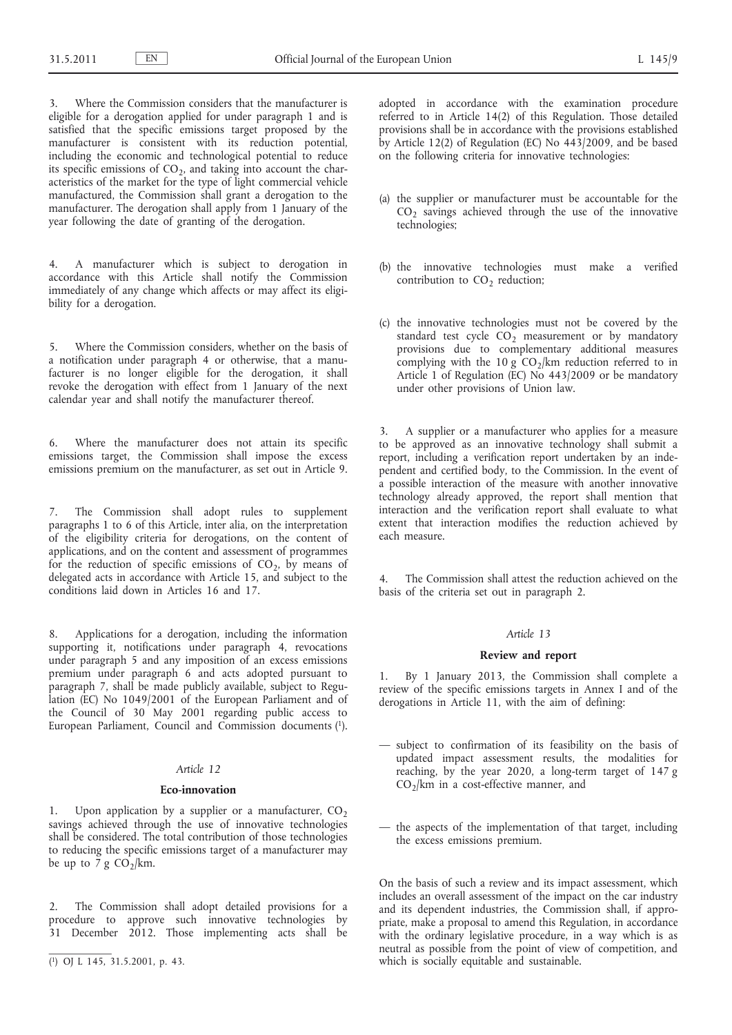3. Where the Commission considers that the manufacturer is eligible for a derogation applied for under paragraph 1 and is satisfied that the specific emissions target proposed by the manufacturer is consistent with its reduction potential, including the economic and technological potential to reduce its specific emissions of $CO_2$, and taking into account the characteristics of the market for the type of light commercial vehicle manufactured, the Commission shall grant a derogation to the manufacturer. The derogation shall apply from 1 January of the year following the date of granting of the derogation.

4. A manufacturer which is subject to derogation in accordance with this Article shall notify the Commission immediately of any change which affects or may affect its eligibility for a derogation.

5. Where the Commission considers, whether on the basis of a notification under paragraph 4 or otherwise, that a manufacturer is no longer eligible for the derogation, it shall revoke the derogation with effect from 1 January of the next calendar year and shall notify the manufacturer thereof.

6. Where the manufacturer does not attain its specific emissions target, the Commission shall impose the excess emissions premium on the manufacturer, as set out in Article 9.

7. The Commission shall adopt rules to supplement paragraphs 1 to 6 of this Article, inter alia, on the interpretation of the eligibility criteria for derogations, on the content of applications, and on the content and assessment of programmes for the reduction of specific emissions of $CO_2$, by means of delegated acts in accordance with Article 15, and subject to the conditions laid down in Articles 16 and 17.

8. Applications for a derogation, including the information supporting it, notifications under paragraph 4, revocations under paragraph 5 and any imposition of an excess emissions premium under paragraph 6 and acts adopted pursuant to paragraph 7, shall be made publicly available, subject to Regulation (EC) No 1049/2001 of the European Parliament and of the Council of 30 May 2001 regarding public access to European Parliament, Council and Commission documents [1].

*Article 12*

**Eco-innovation**

1. Upon application by a supplier or a manufacturer, $CO_2$ savings achieved through the use of innovative technologies shall be considered. The total contribution of those technologies to reducing the specific emissions target of a manufacturer may be up to 7 g $CO_2$/km.

2. The Commission shall adopt detailed provisions for a procedure to approve such innovative technologies by 31 December 2012. Those implementing acts shall be adopted in accordance with the examination procedure referred to in Article 14(2) of this Regulation. Those detailed provisions shall be in accordance with the provisions established by Article 12(2) of Regulation (EC) No 443/2009, and be based on the following criteria for innovative technologies:

(a) the supplier or manufacturer must be accountable for the $CO_2$ savings achieved through the use of the innovative technologies;

(b) the innovative technologies must make a verified contribution to $CO_2$ reduction;

(c) the innovative technologies must not be covered by the standard test cycle $CO_2$ measurement or by mandatory provisions due to complementary additional measures complying with the 10 g $CO_2$/km reduction referred to in Article 1 of Regulation (EC) No 443/2009 or be mandatory under other provisions of Union law.

3. A supplier or a manufacturer who applies for a measure to be approved as an innovative technology shall submit a report, including a verification report undertaken by an independent and certified body, to the Commission. In the event of a possible interaction of the measure with another innovative technology already approved, the report shall mention that interaction and the verification report shall evaluate to what extent that interaction modifies the reduction achieved by each measure.

4. The Commission shall attest the reduction achieved on the basis of the criteria set out in paragraph 2.

*Article 13*

**Review and report**

1. By 1 January 2013, the Commission shall complete a review of the specific emissions targets in Annex I and of the derogations in Article 11, with the aim of defining:

— subject to confirmation of its feasibility on the basis of updated impact assessment results, the modalities for reaching, by the year 2020, a long-term target of 147 g $CO_2$/km in a cost-effective manner, and

— the aspects of the implementation of that target, including the excess emissions premium.

On the basis of such a review and its impact assessment, which includes an overall assessment of the impact on the car industry and its dependent industries, the Commission shall, if appropriate, make a proposal to amend this Regulation, in accordance with the ordinary legislative procedure, in a way which is as neutral as possible from the point of view of competition, and which is socially equitable and sustainable.

---

[1] OJ L 145, 31.5.2001, p. 43.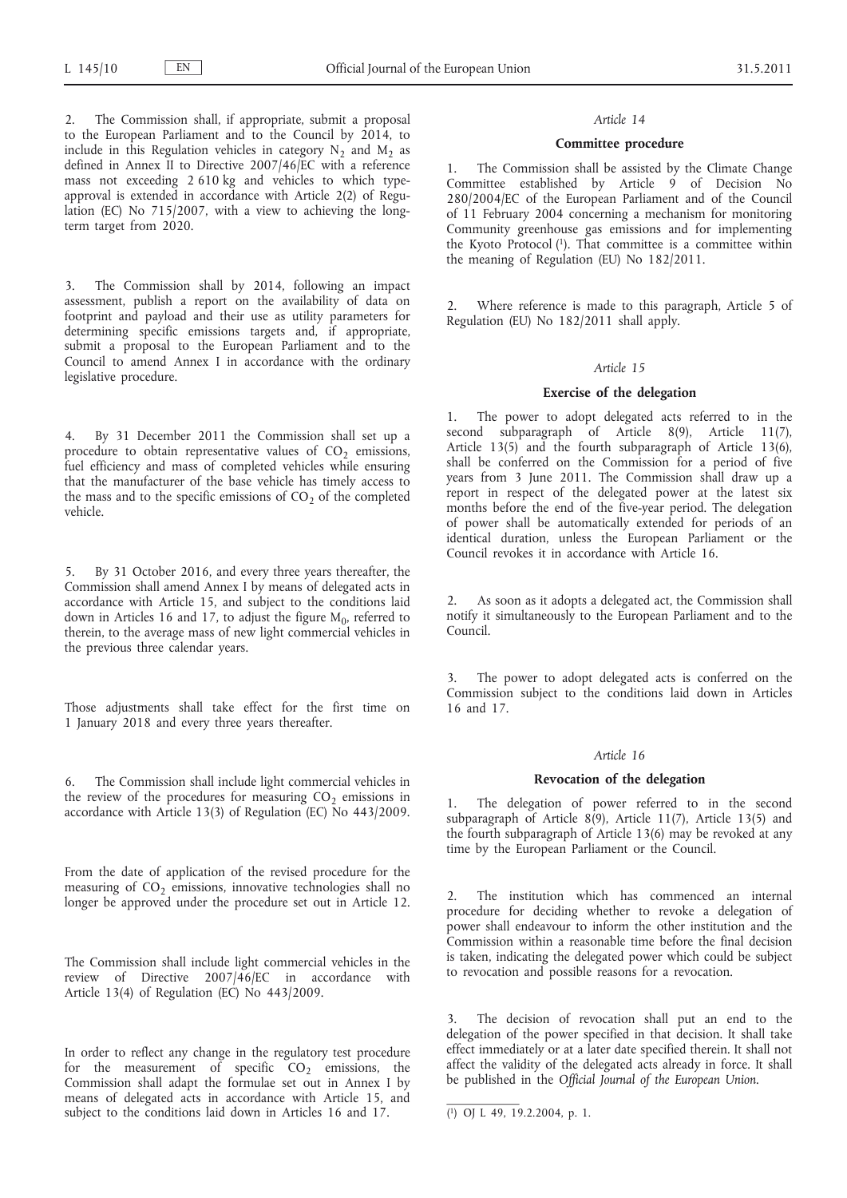2. The Commission shall, if appropriate, submit a proposal to the European Parliament and to the Council by 2014, to include in this Regulation vehicles in category $N_2$ and $M_2$ as defined in Annex II to Directive 2007/46/EC with a reference mass not exceeding 2 610 kg and vehicles to which type-approval is extended in accordance with Article 2(2) of Regulation (EC) No 715/2007, with a view to achieving the long-term target from 2020.

3. The Commission shall by 2014, following an impact assessment, publish a report on the availability of data on footprint and payload and their use as utility parameters for determining specific emissions targets and, if appropriate, submit a proposal to the European Parliament and to the Council to amend Annex I in accordance with the ordinary legislative procedure.

4. By 31 December 2011 the Commission shall set up a procedure to obtain representative values of $CO_2$ emissions, fuel efficiency and mass of completed vehicles while ensuring that the manufacturer of the base vehicle has timely access to the mass and to the specific emissions of $CO_2$ of the completed vehicle.

5. By 31 October 2016, and every three years thereafter, the Commission shall amend Annex I by means of delegated acts in accordance with Article 15, and subject to the conditions laid down in Articles 16 and 17, to adjust the figure $M_0$, referred to therein, to the average mass of new light commercial vehicles in the previous three calendar years.

Those adjustments shall take effect for the first time on 1 January 2018 and every three years thereafter.

6. The Commission shall include light commercial vehicles in the review of the procedures for measuring $CO_2$ emissions in accordance with Article 13(3) of Regulation (EC) No 443/2009.

From the date of application of the revised procedure for the measuring of $CO_2$ emissions, innovative technologies shall no longer be approved under the procedure set out in Article 12.

The Commission shall include light commercial vehicles in the review of Directive 2007/46/EC in accordance with Article 13(4) of Regulation (EC) No 443/2009.

In order to reflect any change in the regulatory test procedure for the measurement of specific $CO_2$ emissions, the Commission shall adapt the formulae set out in Annex I by means of delegated acts in accordance with Article 15, and subject to the conditions laid down in Articles 16 and 17.

*Article 14*

**Committee procedure**

1. The Commission shall be assisted by the Climate Change Committee established by Article 9 of Decision No 280/2004/EC of the European Parliament and of the Council of 11 February 2004 concerning a mechanism for monitoring Community greenhouse gas emissions and for implementing the Kyoto Protocol [1]. That committee is a committee within the meaning of Regulation (EU) No 182/2011.

2. Where reference is made to this paragraph, Article 5 of Regulation (EU) No 182/2011 shall apply.

*Article 15*

**Exercise of the delegation**

1. The power to adopt delegated acts referred to in the second subparagraph of Article 8(9), Article 11(7), Article 13(5) and the fourth subparagraph of Article 13(6), shall be conferred on the Commission for a period of five years from 3 June 2011. The Commission shall draw up a report in respect of the delegated power at the latest six months before the end of the five-year period. The delegation of power shall be automatically extended for periods of an identical duration, unless the European Parliament or the Council revokes it in accordance with Article 16.

2. As soon as it adopts a delegated act, the Commission shall notify it simultaneously to the European Parliament and to the Council.

3. The power to adopt delegated acts is conferred on the Commission subject to the conditions laid down in Articles 16 and 17.

*Article 16*

**Revocation of the delegation**

1. The delegation of power referred to in the second subparagraph of Article 8(9), Article 11(7), Article 13(5) and the fourth subparagraph of Article 13(6) may be revoked at any time by the European Parliament or the Council.

2. The institution which has commenced an internal procedure for deciding whether to revoke a delegation of power shall endeavour to inform the other institution and the Commission within a reasonable time before the final decision is taken, indicating the delegated power which could be subject to revocation and possible reasons for a revocation.

3. The decision of revocation shall put an end to the delegation of the power specified in that decision. It shall take effect immediately or at a later date specified therein. It shall not affect the validity of the delegated acts already in force. It shall be published in the *Official Journal of the European Union*.

[1] OJ L 49, 19.2.2004, p. 1.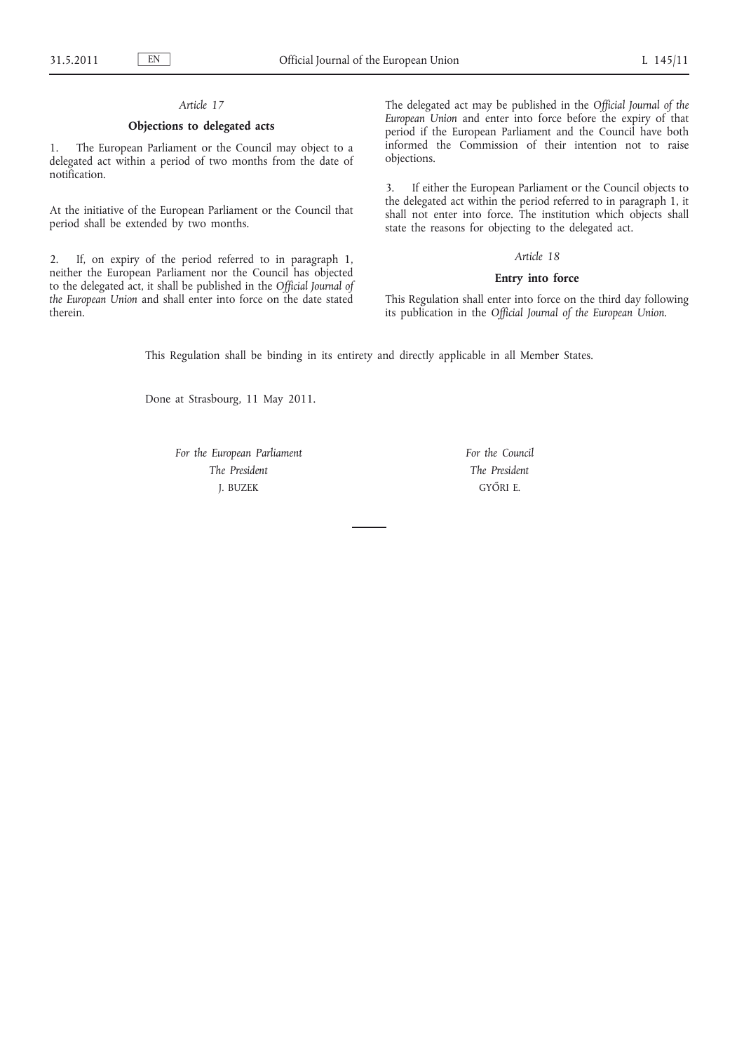*Article 17*

**Objections to delegated acts**

1. The European Parliament or the Council may object to a delegated act within a period of two months from the date of notification.

At the initiative of the European Parliament or the Council that period shall be extended by two months.

2. If, on expiry of the period referred to in paragraph 1, neither the European Parliament nor the Council has objected to the delegated act, it shall be published in the *Official Journal of the European Union* and shall enter into force on the date stated therein.

The delegated act may be published in the *Official Journal of the European Union* and enter into force before the expiry of that period if the European Parliament and the Council have both informed the Commission of their intention not to raise objections.

3. If either the European Parliament or the Council objects to the delegated act within the period referred to in paragraph 1, it shall not enter into force. The institution which objects shall state the reasons for objecting to the delegated act.

*Article 18*

**Entry into force**

This Regulation shall enter into force on the third day following its publication in the *Official Journal of the European Union*.

This Regulation shall be binding in its entirety and directly applicable in all Member States.

Done at Strasbourg, 11 May 2011.

*For the European Parliament*
*The President*
J. BUZEK

*For the Council*
*The President*
GYŐRI E.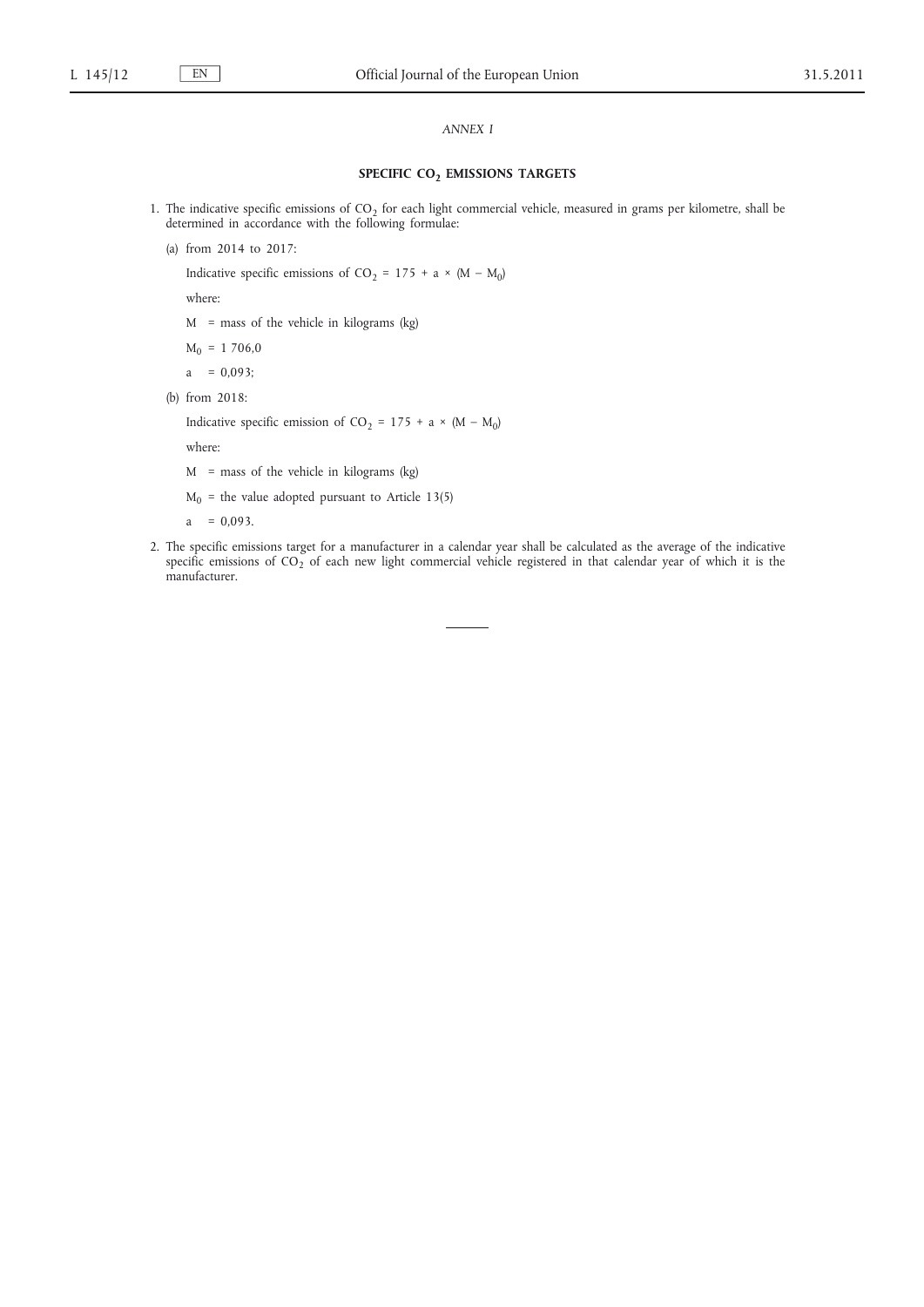*ANNEX I*

## SPECIFIC $CO_2$ EMISSIONS TARGETS

1. The indicative specific emissions of $CO_2$ for each light commercial vehicle, measured in grams per kilometre, shall be determined in accordance with the following formulae:

   (a) from 2014 to 2017:

   Indicative specific emissions of $CO_2$ = $175 + a \times (M - M_0)$

   where:

   $M$ = mass of the vehicle in kilograms (kg)

   $M_0$ = 1 706,0

   $a$ = 0,093;

   (b) from 2018:

   Indicative specific emission of $CO_2$ = $175 + a \times (M - M_0)$

   where:

   $M$ = mass of the vehicle in kilograms (kg)

   $M_0$ = the value adopted pursuant to Article 13(5)

   $a$ = 0,093.

2. The specific emissions target for a manufacturer in a calendar year shall be calculated as the average of the indicative specific emissions of $CO_2$ of each new light commercial vehicle registered in that calendar year of which it is the manufacturer.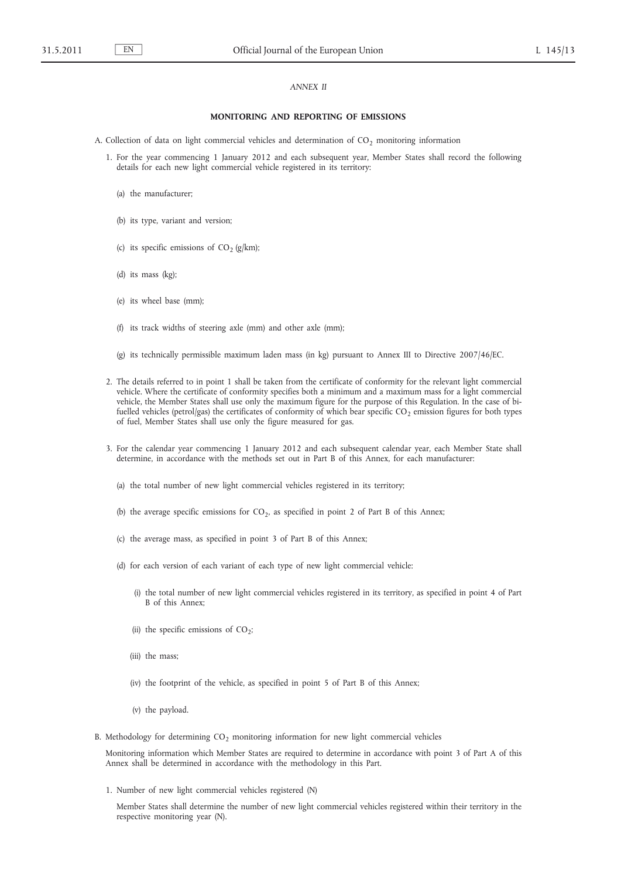*ANNEX II*

## MONITORING AND REPORTING OF EMISSIONS

A. Collection of data on light commercial vehicles and determination of $CO_2$ monitoring information

1. For the year commencing 1 January 2012 and each subsequent year, Member States shall record the following details for each new light commercial vehicle registered in its territory:

   (a) the manufacturer;

   (b) its type, variant and version;

   (c) its specific emissions of $CO_2$ (g/km);

   (d) its mass (kg);

   (e) its wheel base (mm);

   (f) its track widths of steering axle (mm) and other axle (mm);

   (g) its technically permissible maximum laden mass (in kg) pursuant to Annex III to Directive 2007/46/EC.

2. The details referred to in point 1 shall be taken from the certificate of conformity for the relevant light commercial vehicle. Where the certificate of conformity specifies both a minimum and a maximum mass for a light commercial vehicle, the Member States shall use only the maximum figure for the purpose of this Regulation. In the case of bi-fuelled vehicles (petrol/gas) the certificates of conformity of which bear specific $CO_2$ emission figures for both types of fuel, Member States shall use only the figure measured for gas.

3. For the calendar year commencing 1 January 2012 and each subsequent calendar year, each Member State shall determine, in accordance with the methods set out in Part B of this Annex, for each manufacturer:

   (a) the total number of new light commercial vehicles registered in its territory;

   (b) the average specific emissions for $CO_2$, as specified in point 2 of Part B of this Annex;

   (c) the average mass, as specified in point 3 of Part B of this Annex;

   (d) for each version of each variant of each type of new light commercial vehicle:

      (i) the total number of new light commercial vehicles registered in its territory, as specified in point 4 of Part B of this Annex;

      (ii) the specific emissions of $CO_2$;

      (iii) the mass;

      (iv) the footprint of the vehicle, as specified in point 5 of Part B of this Annex;

      (v) the payload.

B. Methodology for determining $CO_2$ monitoring information for new light commercial vehicles

Monitoring information which Member States are required to determine in accordance with point 3 of Part A of this Annex shall be determined in accordance with the methodology in this Part.

1. Number of new light commercial vehicles registered (N)

   Member States shall determine the number of new light commercial vehicles registered within their territory in the respective monitoring year (N).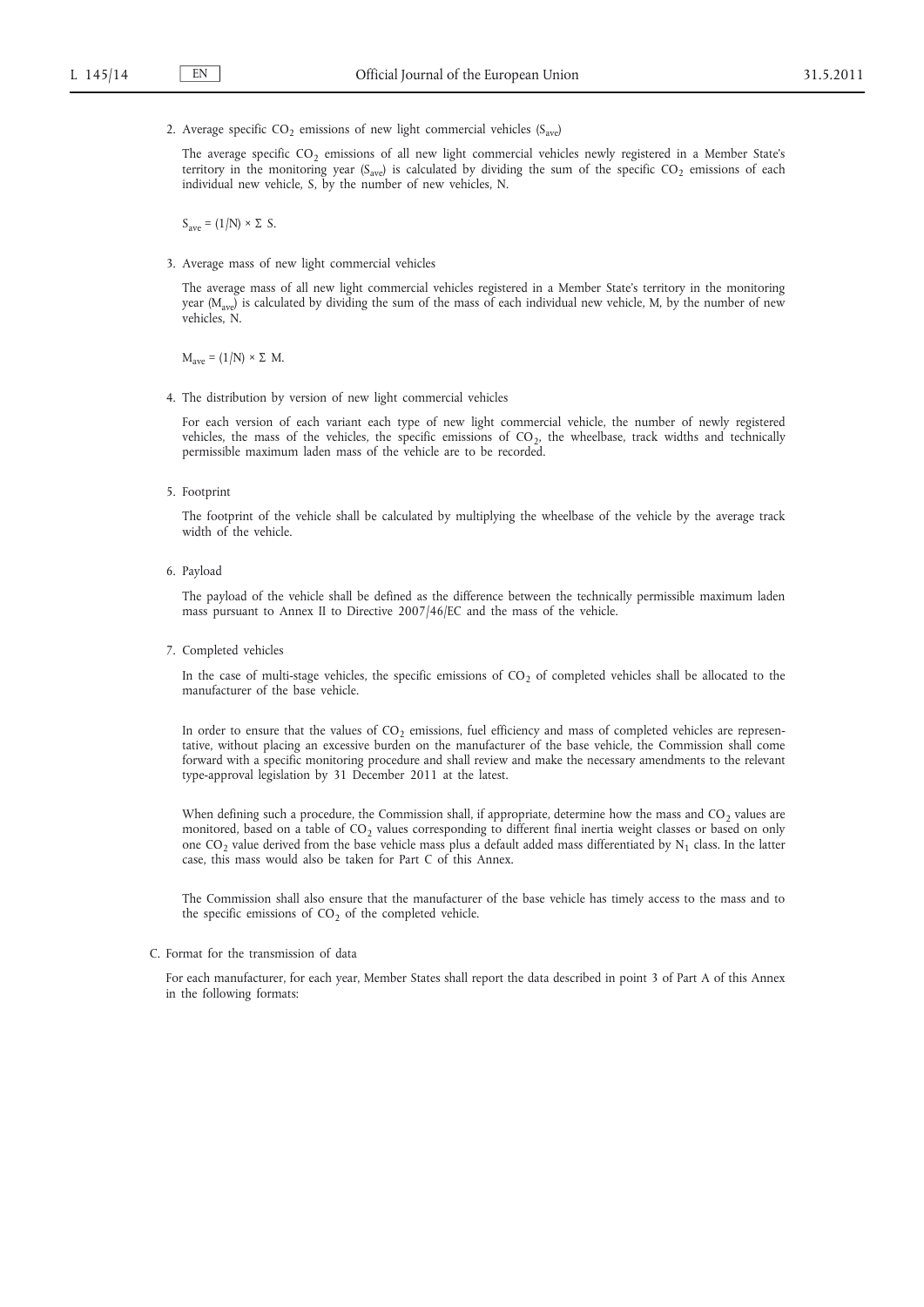2. Average specific $CO_2$ emissions of new light commercial vehicles ($S_{ave}$)

   The average specific $CO_2$ emissions of all new light commercial vehicles newly registered in a Member State's territory in the monitoring year ($S_{ave}$) is calculated by dividing the sum of the specific $CO_2$ emissions of each individual new vehicle, S, by the number of new vehicles, N.

   $S_{ave} = (1/N) \times \Sigma$ S.

3. Average mass of new light commercial vehicles

   The average mass of all new light commercial vehicles registered in a Member State's territory in the monitoring year ($M_{ave}$) is calculated by dividing the sum of the mass of each individual new vehicle, M, by the number of new vehicles, N.

   $M_{ave} = (1/N) \times \Sigma$ M.

4. The distribution by version of new light commercial vehicles

   For each version of each variant each type of new light commercial vehicle, the number of newly registered vehicles, the mass of the vehicles, the specific emissions of $CO_2$, the wheelbase, track widths and technically permissible maximum laden mass of the vehicle are to be recorded.

5. Footprint

   The footprint of the vehicle shall be calculated by multiplying the wheelbase of the vehicle by the average track width of the vehicle.

6. Payload

   The payload of the vehicle shall be defined as the difference between the technically permissible maximum laden mass pursuant to Annex II to Directive 2007/46/EC and the mass of the vehicle.

7. Completed vehicles

   In the case of multi-stage vehicles, the specific emissions of $CO_2$ of completed vehicles shall be allocated to the manufacturer of the base vehicle.

   In order to ensure that the values of $CO_2$ emissions, fuel efficiency and mass of completed vehicles are representative, without placing an excessive burden on the manufacturer of the base vehicle, the Commission shall come forward with a specific monitoring procedure and shall review and make the necessary amendments to the relevant type-approval legislation by 31 December 2011 at the latest.

   When defining such a procedure, the Commission shall, if appropriate, determine how the mass and $CO_2$ values are monitored, based on a table of $CO_2$ values corresponding to different final inertia weight classes or based on only one $CO_2$ value derived from the base vehicle mass plus a default added mass differentiated by $N_1$ class. In the latter case, this mass would also be taken for Part C of this Annex.

   The Commission shall also ensure that the manufacturer of the base vehicle has timely access to the mass and to the specific emissions of $CO_2$ of the completed vehicle.

C. Format for the transmission of data

For each manufacturer, for each year, Member States shall report the data described in point 3 of Part A of this Annex in the following formats: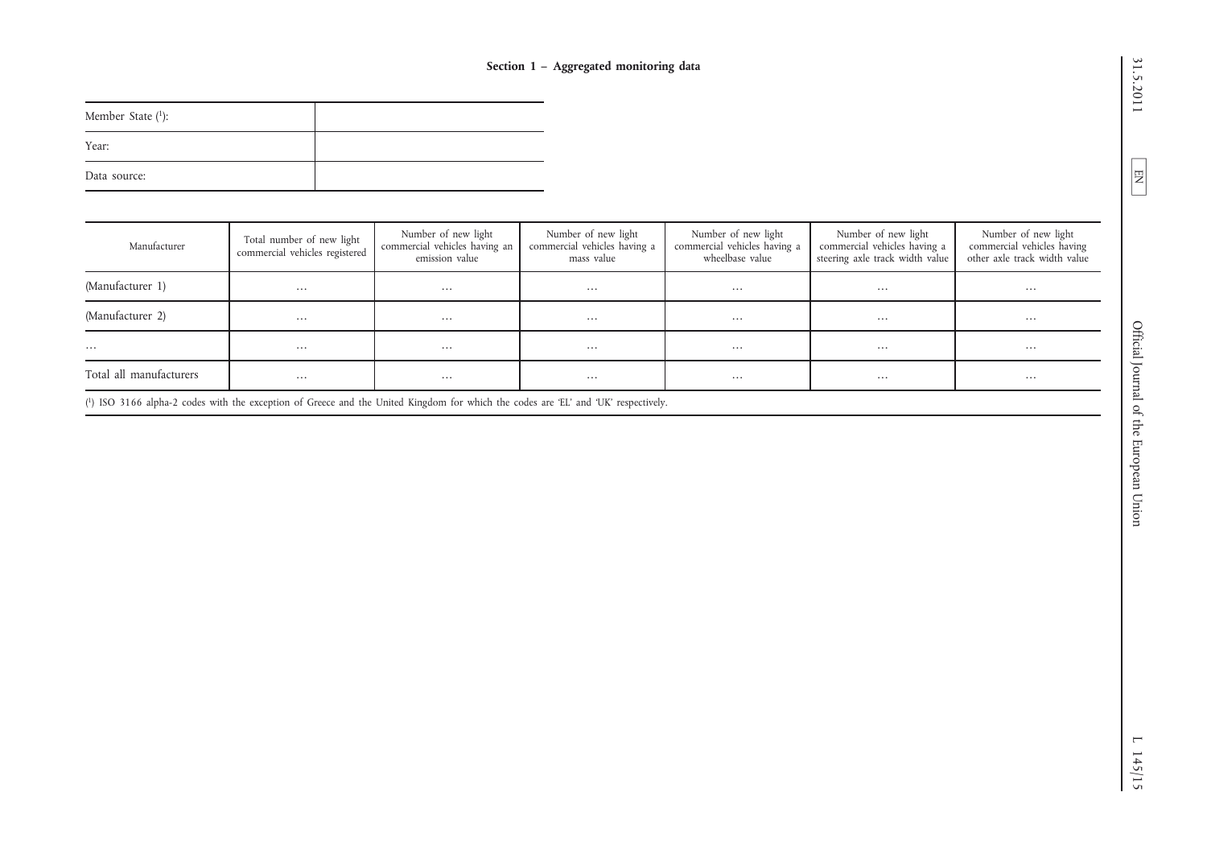### Section 1 – Aggregated monitoring data

| Member State [1]: | |
|---|---|
| Year: | |
| Data source: | |

| Manufacturer | Total number of new light commercial vehicles registered | Number of new light commercial vehicles having an emission value | Number of new light commercial vehicles having a mass value | Number of new light commercial vehicles having a wheelbase value | Number of new light commercial vehicles having a steering axle track width value | Number of new light commercial vehicles having other axle track width value |
|---|---|---|---|---|---|---|
| (Manufacturer 1) | … | … | … | … | … | … |
| (Manufacturer 2) | … | … | … | … | … | … |
| … | … | … | … | … | … | … |
| Total all manufacturers | … | … | … | … | … | … |

[1] ISO 3166 alpha-2 codes with the exception of Greece and the United Kingdom for which the codes are 'EL' and 'UK' respectively.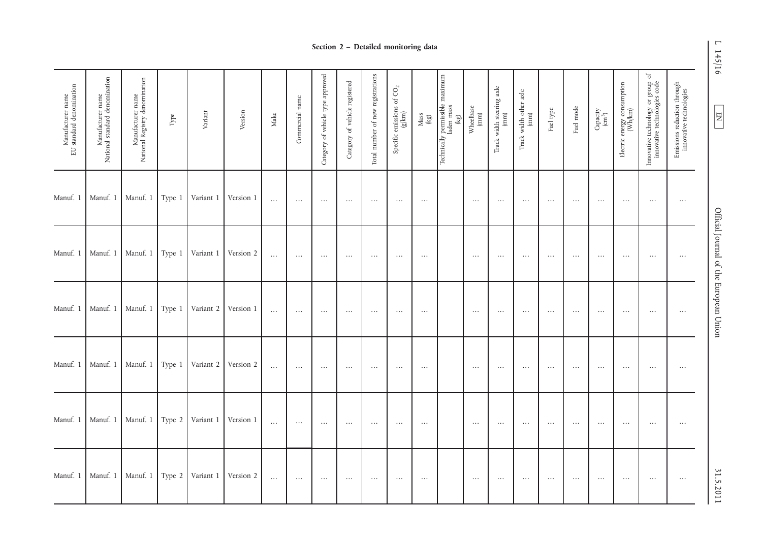## Section 2 – Detailed monitoring data

| Manufacturer name EU standard denomination | Manufacturer name National standard denomination | Manufacturer name National Registry denomination | Type | Variant | Version | Make | Commercial name | Category of vehicle type approved | Category of vehicle registered | Total number of new registrations | Specific emissions of $CO_2$ (g/km) | Mass (kg) | Technically permissible maximum laden mass (kg) | Wheelbase (mm) | Track width steering axle (mm) | Track width other axle (mm) | Fuel type | Fuel mode | Capacity ($cm^3$) | Electric energy consumption (Wh/km) | Innovative technology or group of innovative technologies code | Emissions reduction through innovative technologies |
|---|---|---|---|---|---|---|---|---|---|---|---|---|---|---|---|---|---|---|---|---|---|---|
| Manuf. 1 | Manuf. 1 | Manuf. 1 | Type 1 | Variant 1 | Version 1 | … | … | … | … | … | … | … | | … | … | … | … | … | … | … | … | … |
| Manuf. 1 | Manuf. 1 | Manuf. 1 | Type 1 | Variant 1 | Version 2 | … | … | … | … | … | … | … | | … | … | … | … | … | … | … | … | … |
| Manuf. 1 | Manuf. 1 | Manuf. 1 | Type 1 | Variant 2 | Version 1 | … | … | … | … | … | … | … | | … | … | … | … | … | … | … | … | … |
| Manuf. 1 | Manuf. 1 | Manuf. 1 | Type 1 | Variant 2 | Version 2 | … | … | … | … | … | … | … | | … | … | … | … | … | … | … | … | … |
| Manuf. 1 | Manuf. 1 | Manuf. 1 | Type 2 | Variant 1 | Version 1 | … | … | … | … | … | … | … | | … | … | … | … | … | … | … | … | … |
| Manuf. 1 | Manuf. 1 | Manuf. 1 | Type 2 | Variant 1 | Version 2 | … | … | … | … | … | … | … | | … | … | … | … | … | … | … | … | … |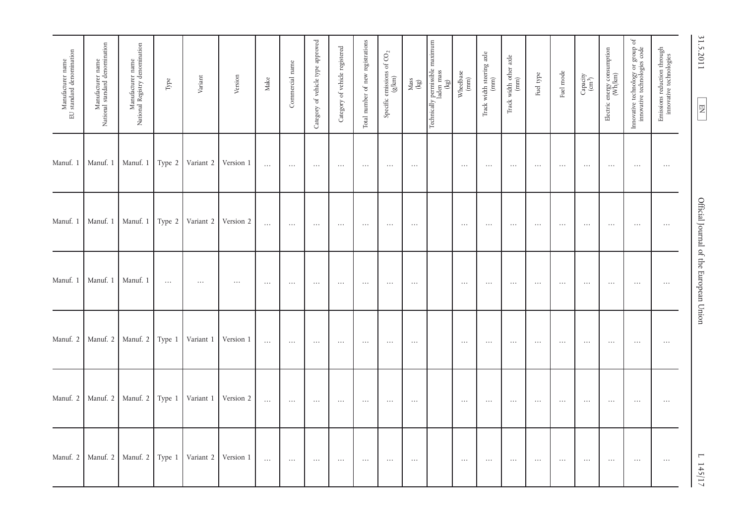| Manufacturer name EU standard denomination | Manufacturer name National standard denomination | Manufacturer name National Registry denomination | Type | Variant | Version | Make | Commercial name | Category of vehicle type approved | Category of vehicle registered | Total number of new registrations | Specific emissions of $CO_2$ (g/km) | Mass (kg) | Technically permissible maximum laden mass (kg) | Wheelbase (mm) | Track width steering axle (mm) | Track width other axle (mm) | Fuel type | Fuel mode | Capacity ($cm^3$) | Electric energy consumption (Wh/km) | Innovative technology or group of innovative technologies code | Emissions reduction through innovative technologies |
|---|---|---|---|---|---|---|---|---|---|---|---|---|---|---|---|---|---|---|---|---|---|---|
| Manuf. 1 | Manuf. 1 | Manuf. 1 | Type 2 | Variant 2 | Version 1 | … | … | … | … | … | … | … | | … | … | … | … | … | … | … | … | … |
| Manuf. 1 | Manuf. 1 | Manuf. 1 | Type 2 | Variant 2 | Version 2 | … | … | … | … | … | … | … | | … | … | … | … | … | … | … | … | … |
| Manuf. 1 | Manuf. 1 | Manuf. 1 | … | … | … | … | … | … | … | … | … | … | | … | … | … | … | … | … | … | … | … |
| Manuf. 2 | Manuf. 2 | Manuf. 2 | Type 1 | Variant 1 | Version 1 | … | … | … | … | … | … | … | | … | … | … | … | … | … | … | … | … |
| Manuf. 2 | Manuf. 2 | Manuf. 2 | Type 1 | Variant 1 | Version 2 | … | … | … | … | … | … | … | | … | … | … | … | … | … | … | … | … |
| Manuf. 2 | Manuf. 2 | Manuf. 2 | Type 1 | Variant 2 | Version 1 | … | … | … | … | … | … | … | | … | … | … | … | … | … | … | … | … |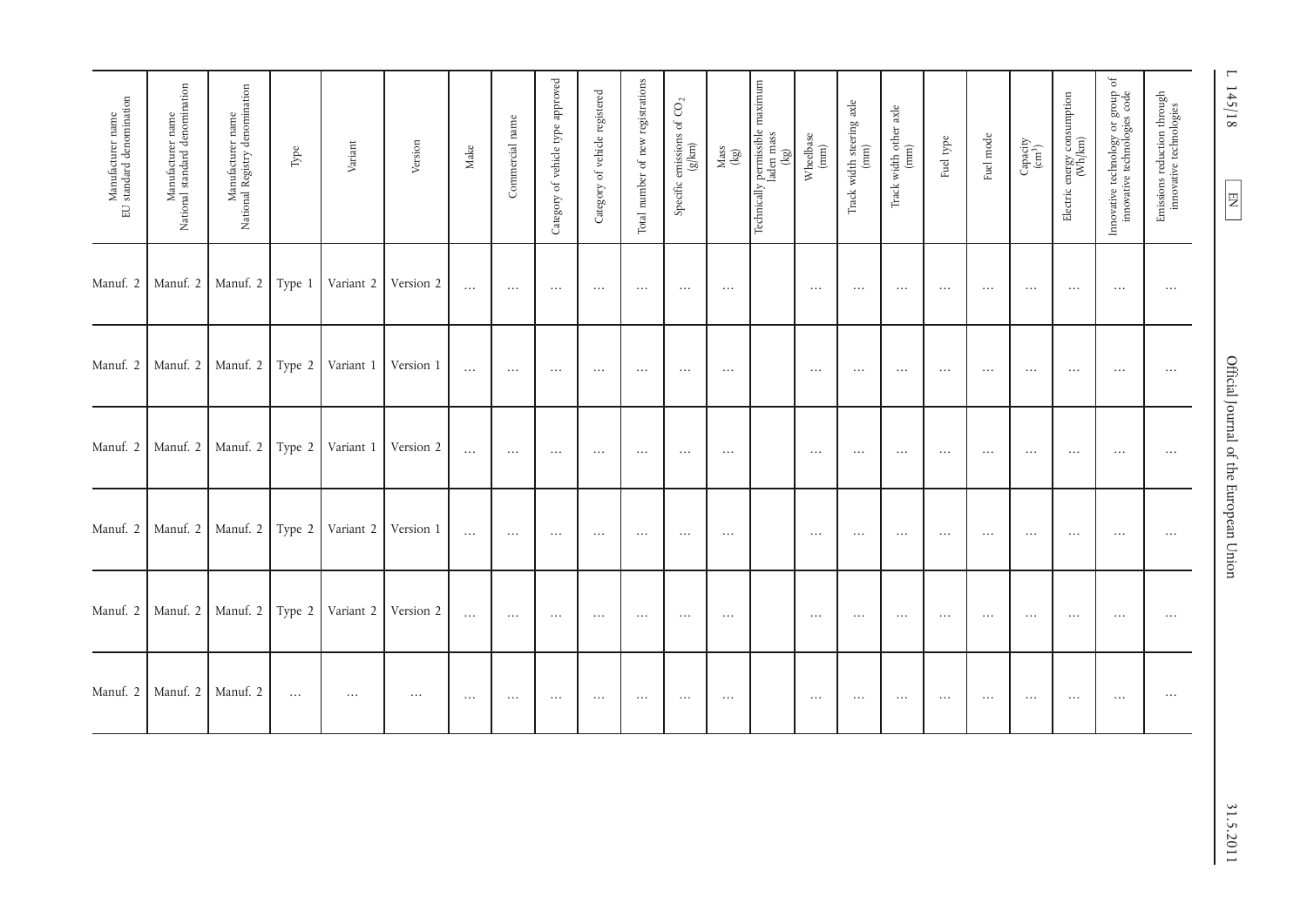| Manufacturer name EU standard denomination | Manufacturer name National standard denomination | Manufacturer name National Registry denomination | Type | Variant | Version | Make | Commercial name | Category of vehicle type approved | Category of vehicle registered | Total number of new registrations | Specific emissions of $CO_2$ (g/km) | Mass (kg) | Technically permissible maximum laden mass (kg) | Wheelbase (mm) | Track width steering axle (mm) | Track width other axle (mm) | Fuel type | Fuel mode | Capacity ($cm^3$) | Electric energy consumption (Wh/km) | Innovative technology or group of innovative technologies code | Emissions reduction through innovative technologies |
|---|---|---|---|---|---|---|---|---|---|---|---|---|---|---|---|---|---|---|---|---|---|---|
| Manuf. 2 | Manuf. 2 | Manuf. 2 | Type 1 | Variant 2 | Version 2 | … | … | … | … | … | … | … | | … | … | … | … | … | … | … | … | … |
| Manuf. 2 | Manuf. 2 | Manuf. 2 | Type 2 | Variant 1 | Version 1 | … | … | … | … | … | … | … | | … | … | … | … | … | … | … | … | … |
| Manuf. 2 | Manuf. 2 | Manuf. 2 | Type 2 | Variant 1 | Version 2 | … | … | … | … | … | … | … | | … | … | … | … | … | … | … | … | … |
| Manuf. 2 | Manuf. 2 | Manuf. 2 | Type 2 | Variant 2 | Version 1 | … | … | … | … | … | … | … | | … | … | … | … | … | … | … | … | … |
| Manuf. 2 | Manuf. 2 | Manuf. 2 | Type 2 | Variant 2 | Version 2 | … | … | … | … | … | … | … | | … | … | … | … | … | … | … | … | … |
| Manuf. 2 | Manuf. 2 | Manuf. 2 | … | … | … | … | … | … | … | … | … | … | | … | … | … | … | … | … | … | … | … |